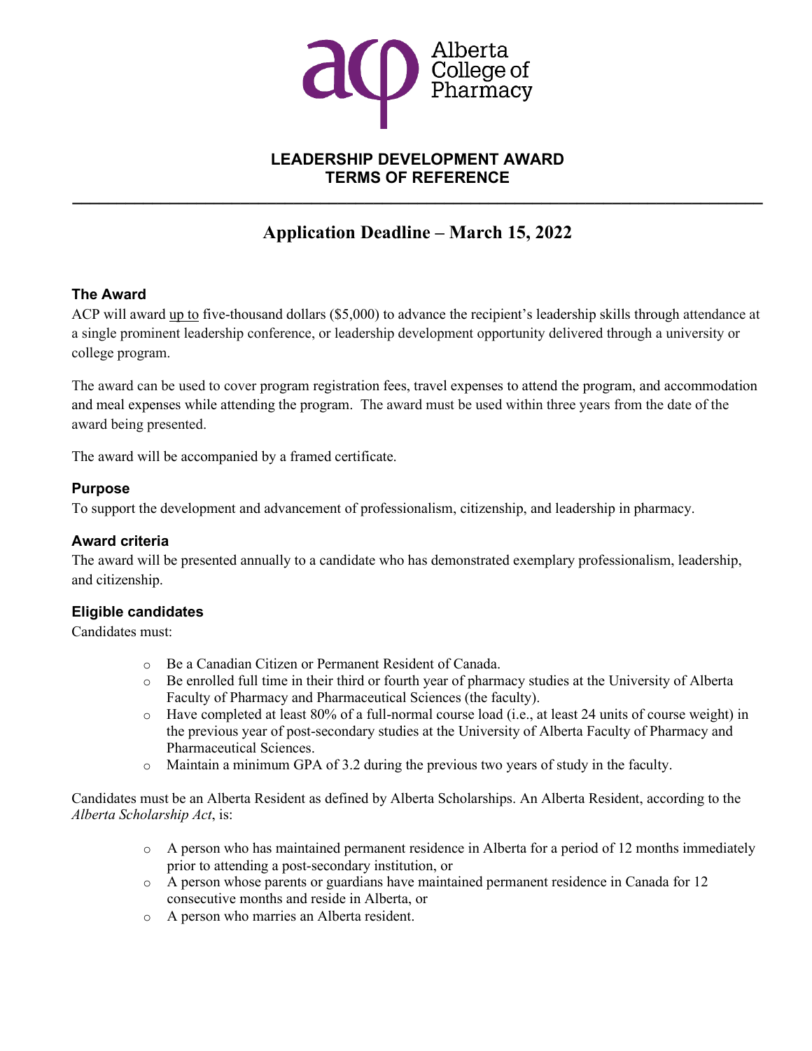Alberta College of Pharmacy

# LEADERSHIP DEVELOPMENT AWARD
# TERMS OF REFERENCE

---

## Application Deadline – March 15, 2022

### The Award

ACP will award <u>up to</u> five-thousand dollars ($5,000) to advance the recipient's leadership skills through attendance at a single prominent leadership conference, or leadership development opportunity delivered through a university or college program.

The award can be used to cover program registration fees, travel expenses to attend the program, and accommodation and meal expenses while attending the program. The award must be used within three years from the date of the award being presented.

The award will be accompanied by a framed certificate.

### Purpose

To support the development and advancement of professionalism, citizenship, and leadership in pharmacy.

### Award criteria

The award will be presented annually to a candidate who has demonstrated exemplary professionalism, leadership, and citizenship.

### Eligible candidates

Candidates must:

- Be a Canadian Citizen or Permanent Resident of Canada.
- Be enrolled full time in their third or fourth year of pharmacy studies at the University of Alberta Faculty of Pharmacy and Pharmaceutical Sciences (the faculty).
- Have completed at least 80% of a full-normal course load (i.e., at least 24 units of course weight) in the previous year of post-secondary studies at the University of Alberta Faculty of Pharmacy and Pharmaceutical Sciences.
- Maintain a minimum GPA of 3.2 during the previous two years of study in the faculty.

Candidates must be an Alberta Resident as defined by Alberta Scholarships. An Alberta Resident, according to the *Alberta Scholarship Act*, is:

- A person who has maintained permanent residence in Alberta for a period of 12 months immediately prior to attending a post-secondary institution, or
- A person whose parents or guardians have maintained permanent residence in Canada for 12 consecutive months and reside in Alberta, or
- A person who marries an Alberta resident.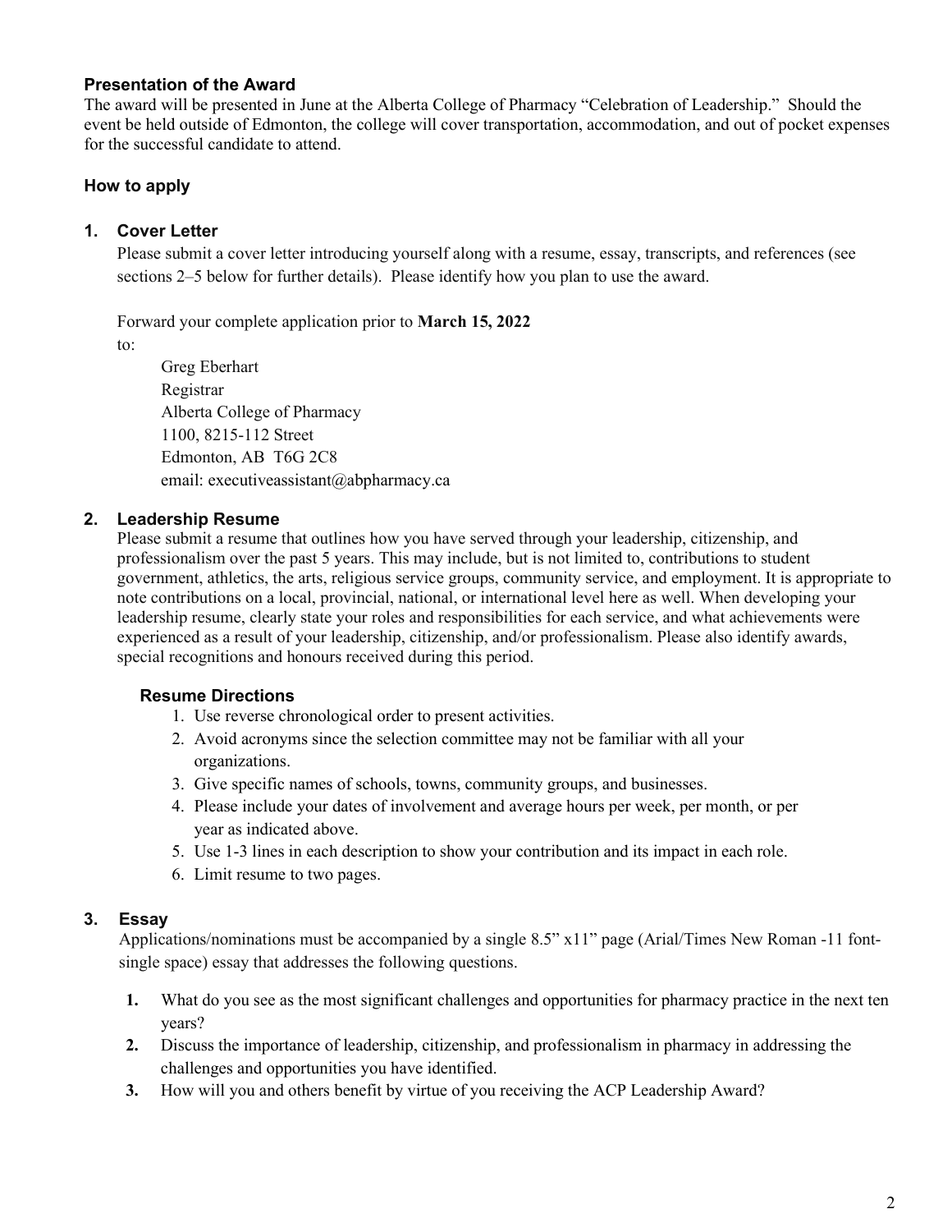### Presentation of the Award

The award will be presented in June at the Alberta College of Pharmacy "Celebration of Leadership." Should the event be held outside of Edmonton, the college will cover transportation, accommodation, and out of pocket expenses for the successful candidate to attend.

### How to apply

#### 1. Cover Letter

Please submit a cover letter introducing yourself along with a resume, essay, transcripts, and references (see sections 2–5 below for further details). Please identify how you plan to use the award.

Forward your complete application prior to **March 15, 2022**

to:

Greg Eberhart
Registrar
Alberta College of Pharmacy
1100, 8215-112 Street
Edmonton, AB T6G 2C8
email: executiveassistant@abpharmacy.ca

#### 2. Leadership Resume

Please submit a resume that outlines how you have served through your leadership, citizenship, and professionalism over the past 5 years. This may include, but is not limited to, contributions to student government, athletics, the arts, religious service groups, community service, and employment. It is appropriate to note contributions on a local, provincial, national, or international level here as well. When developing your leadership resume, clearly state your roles and responsibilities for each service, and what achievements were experienced as a result of your leadership, citizenship, and/or professionalism. Please also identify awards, special recognitions and honours received during this period.

**Resume Directions**

1. Use reverse chronological order to present activities.
2. Avoid acronyms since the selection committee may not be familiar with all your organizations.
3. Give specific names of schools, towns, community groups, and businesses.
4. Please include your dates of involvement and average hours per week, per month, or per year as indicated above.
5. Use 1-3 lines in each description to show your contribution and its impact in each role.
6. Limit resume to two pages.

#### 3. Essay

Applications/nominations must be accompanied by a single 8.5" x11" page (Arial/Times New Roman -11 font-single space) essay that addresses the following questions.

1. What do you see as the most significant challenges and opportunities for pharmacy practice in the next ten years?
2. Discuss the importance of leadership, citizenship, and professionalism in pharmacy in addressing the challenges and opportunities you have identified.
3. How will you and others benefit by virtue of you receiving the ACP Leadership Award?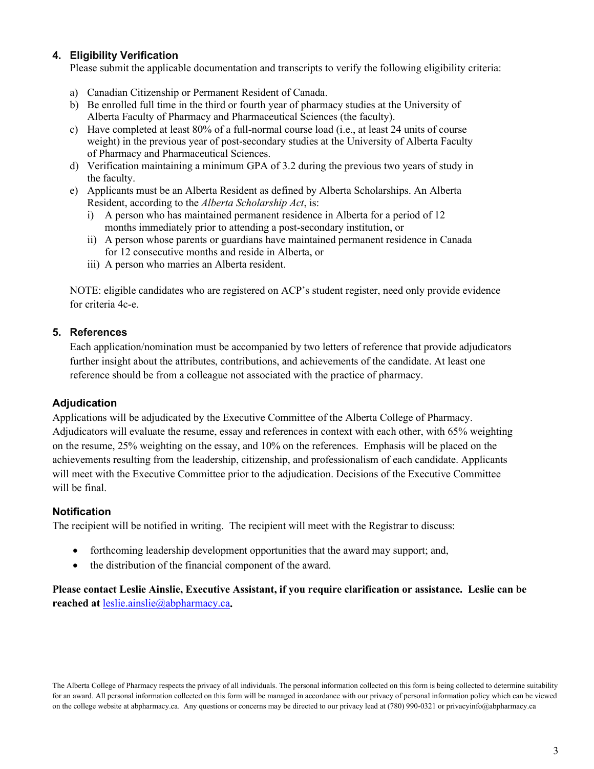## 4. Eligibility Verification

Please submit the applicable documentation and transcripts to verify the following eligibility criteria:

a) Canadian Citizenship or Permanent Resident of Canada.
b) Be enrolled full time in the third or fourth year of pharmacy studies at the University of Alberta Faculty of Pharmacy and Pharmaceutical Sciences (the faculty).
c) Have completed at least 80% of a full-normal course load (i.e., at least 24 units of course weight) in the previous year of post-secondary studies at the University of Alberta Faculty of Pharmacy and Pharmaceutical Sciences.
d) Verification maintaining a minimum GPA of 3.2 during the previous two years of study in the faculty.
e) Applicants must be an Alberta Resident as defined by Alberta Scholarships. An Alberta Resident, according to the *Alberta Scholarship Act*, is:
   i) A person who has maintained permanent residence in Alberta for a period of 12 months immediately prior to attending a post-secondary institution, or
   ii) A person whose parents or guardians have maintained permanent residence in Canada for 12 consecutive months and reside in Alberta, or
   iii) A person who marries an Alberta resident.

NOTE: eligible candidates who are registered on ACP's student register, need only provide evidence for criteria 4c-e.

## 5. References

Each application/nomination must be accompanied by two letters of reference that provide adjudicators further insight about the attributes, contributions, and achievements of the candidate. At least one reference should be from a colleague not associated with the practice of pharmacy.

## Adjudication

Applications will be adjudicated by the Executive Committee of the Alberta College of Pharmacy. Adjudicators will evaluate the resume, essay and references in context with each other, with 65% weighting on the resume, 25% weighting on the essay, and 10% on the references. Emphasis will be placed on the achievements resulting from the leadership, citizenship, and professionalism of each candidate. Applicants will meet with the Executive Committee prior to the adjudication. Decisions of the Executive Committee will be final.

## Notification

The recipient will be notified in writing. The recipient will meet with the Registrar to discuss:

- forthcoming leadership development opportunities that the award may support; and,
- the distribution of the financial component of the award.

**Please contact Leslie Ainslie, Executive Assistant, if you require clarification or assistance. Leslie can be reached at** leslie.ainslie@abpharmacy.ca**.**

The Alberta College of Pharmacy respects the privacy of all individuals. The personal information collected on this form is being collected to determine suitability for an award. All personal information collected on this form will be managed in accordance with our privacy of personal information policy which can be viewed on the college website at abpharmacy.ca. Any questions or concerns may be directed to our privacy lead at (780) 990-0321 or privacyinfo@abpharmacy.ca